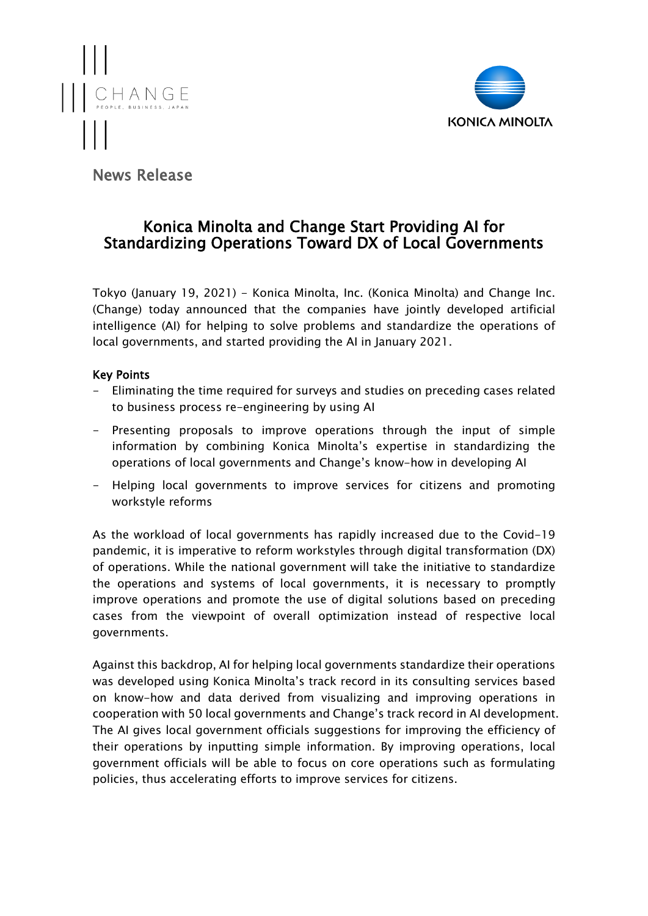News Release

# Konica Minolta and Change Start Providing AI for Standardizing Operations Toward DX of Local Governments

Tokyo (January 19, 2021) - Konica Minolta, Inc. (Konica Minolta) and Change Inc. (Change) today announced that the companies have jointly developed artificial intelligence (AI) for helping to solve problems and standardize the operations of local governments, and started providing the AI in January 2021.

**Key Points**

- Eliminating the time required for surveys and studies on preceding cases related to business process re-engineering by using AI
- Presenting proposals to improve operations through the input of simple information by combining Konica Minolta's expertise in standardizing the operations of local governments and Change's know-how in developing AI
- Helping local governments to improve services for citizens and promoting workstyle reforms

As the workload of local governments has rapidly increased due to the Covid-19 pandemic, it is imperative to reform workstyles through digital transformation (DX) of operations. While the national government will take the initiative to standardize the operations and systems of local governments, it is necessary to promptly improve operations and promote the use of digital solutions based on preceding cases from the viewpoint of overall optimization instead of respective local governments.

Against this backdrop, AI for helping local governments standardize their operations was developed using Konica Minolta's track record in its consulting services based on know-how and data derived from visualizing and improving operations in cooperation with 50 local governments and Change's track record in AI development. The AI gives local government officials suggestions for improving the efficiency of their operations by inputting simple information. By improving operations, local government officials will be able to focus on core operations such as formulating policies, thus accelerating efforts to improve services for citizens.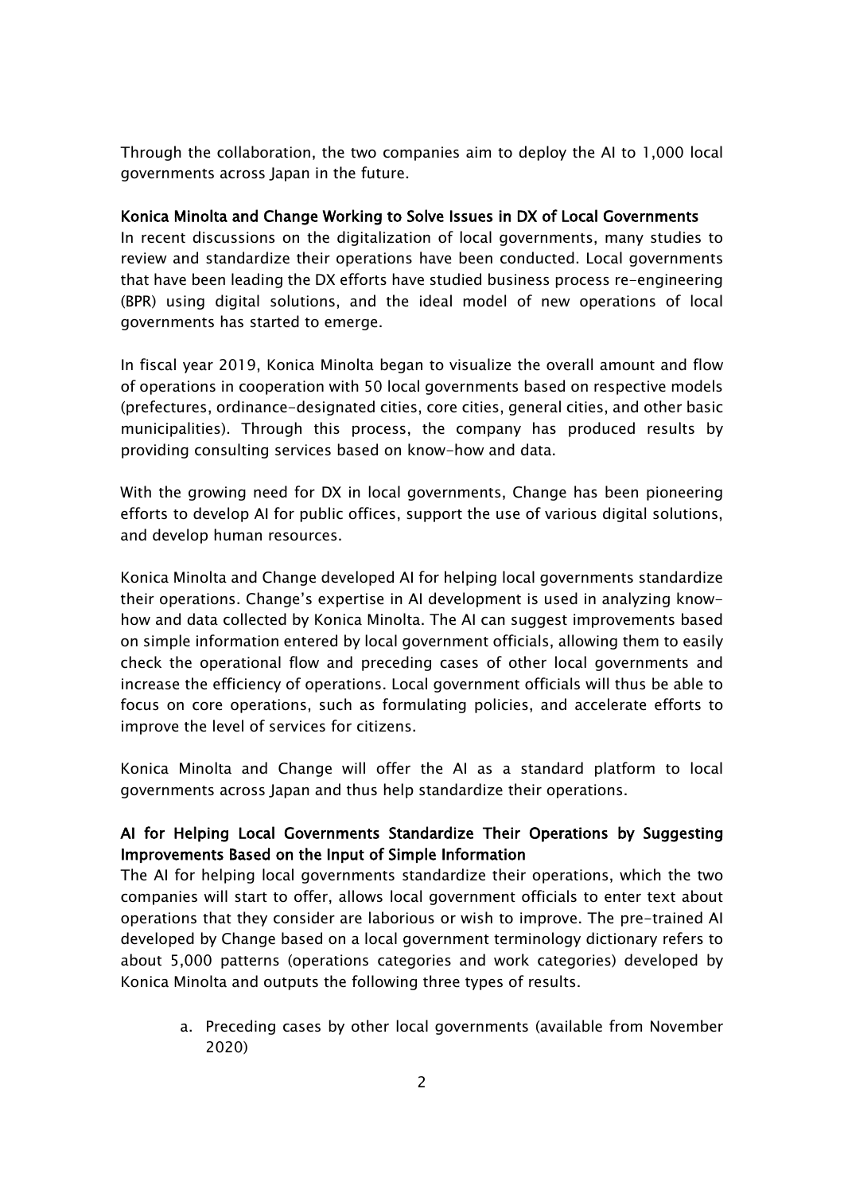Through the collaboration, the two companies aim to deploy the AI to 1,000 local governments across Japan in the future.

**Konica Minolta and Change Working to Solve Issues in DX of Local Governments**

In recent discussions on the digitalization of local governments, many studies to review and standardize their operations have been conducted. Local governments that have been leading the DX efforts have studied business process re-engineering (BPR) using digital solutions, and the ideal model of new operations of local governments has started to emerge.

In fiscal year 2019, Konica Minolta began to visualize the overall amount and flow of operations in cooperation with 50 local governments based on respective models (prefectures, ordinance-designated cities, core cities, general cities, and other basic municipalities). Through this process, the company has produced results by providing consulting services based on know-how and data.

With the growing need for DX in local governments, Change has been pioneering efforts to develop AI for public offices, support the use of various digital solutions, and develop human resources.

Konica Minolta and Change developed AI for helping local governments standardize their operations. Change's expertise in AI development is used in analyzing know-how and data collected by Konica Minolta. The AI can suggest improvements based on simple information entered by local government officials, allowing them to easily check the operational flow and preceding cases of other local governments and increase the efficiency of operations. Local government officials will thus be able to focus on core operations, such as formulating policies, and accelerate efforts to improve the level of services for citizens.

Konica Minolta and Change will offer the AI as a standard platform to local governments across Japan and thus help standardize their operations.

**AI for Helping Local Governments Standardize Their Operations by Suggesting Improvements Based on the Input of Simple Information**

The AI for helping local governments standardize their operations, which the two companies will start to offer, allows local government officials to enter text about operations that they consider are laborious or wish to improve. The pre-trained AI developed by Change based on a local government terminology dictionary refers to about 5,000 patterns (operations categories and work categories) developed by Konica Minolta and outputs the following three types of results.

a. Preceding cases by other local governments (available from November 2020)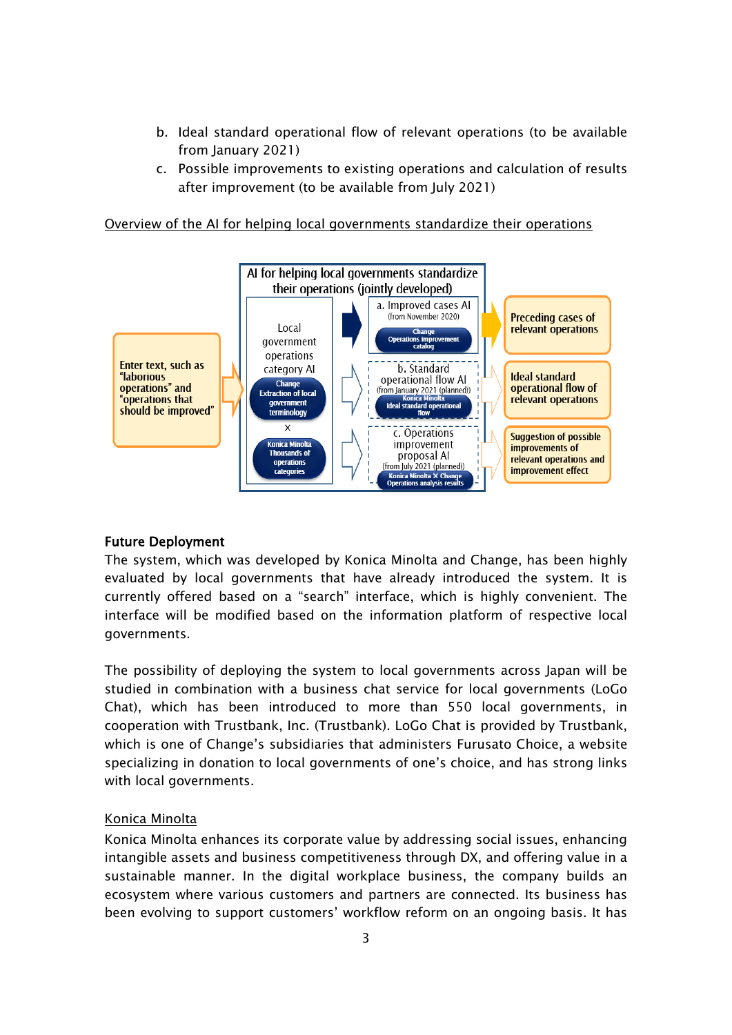b. Ideal standard operational flow of relevant operations (to be available from January 2021)

c. Possible improvements to existing operations and calculation of results after improvement (to be available from July 2021)

Overview of the AI for helping local governments standardize their operations

AI for helping local governments standardize their operations (jointly developed)

Enter text, such as "laborious operations" and "operations that should be improved"

Local government operations category AI

Change
Extraction of local government terminology

×

Konica Minolta
Thousands of operations categories

a. Improved cases AI
(from November 2020)
Change
Operations improvement catalog

b. Standard operational flow AI
(from January 2021 (planned))
Konica Minolta
Ideal standard operational flow

c. Operations improvement proposal AI
(from July 2021 (planned))
Konica Minolta X Change
Operations analysis results

Preceding cases of relevant operations

Ideal standard operational flow of relevant operations

Suggestion of possible improvements of relevant operations and improvement effect

## Future Deployment

The system, which was developed by Konica Minolta and Change, has been highly evaluated by local governments that have already introduced the system. It is currently offered based on a "search" interface, which is highly convenient. The interface will be modified based on the information platform of respective local governments.

The possibility of deploying the system to local governments across Japan will be studied in combination with a business chat service for local governments (LoGo Chat), which has been introduced to more than 550 local governments, in cooperation with Trustbank, Inc. (Trustbank). LoGo Chat is provided by Trustbank, which is one of Change's subsidiaries that administers Furusato Choice, a website specializing in donation to local governments of one's choice, and has strong links with local governments.

Konica Minolta

Konica Minolta enhances its corporate value by addressing social issues, enhancing intangible assets and business competitiveness through DX, and offering value in a sustainable manner. In the digital workplace business, the company builds an ecosystem where various customers and partners are connected. Its business has been evolving to support customers' workflow reform on an ongoing basis. It has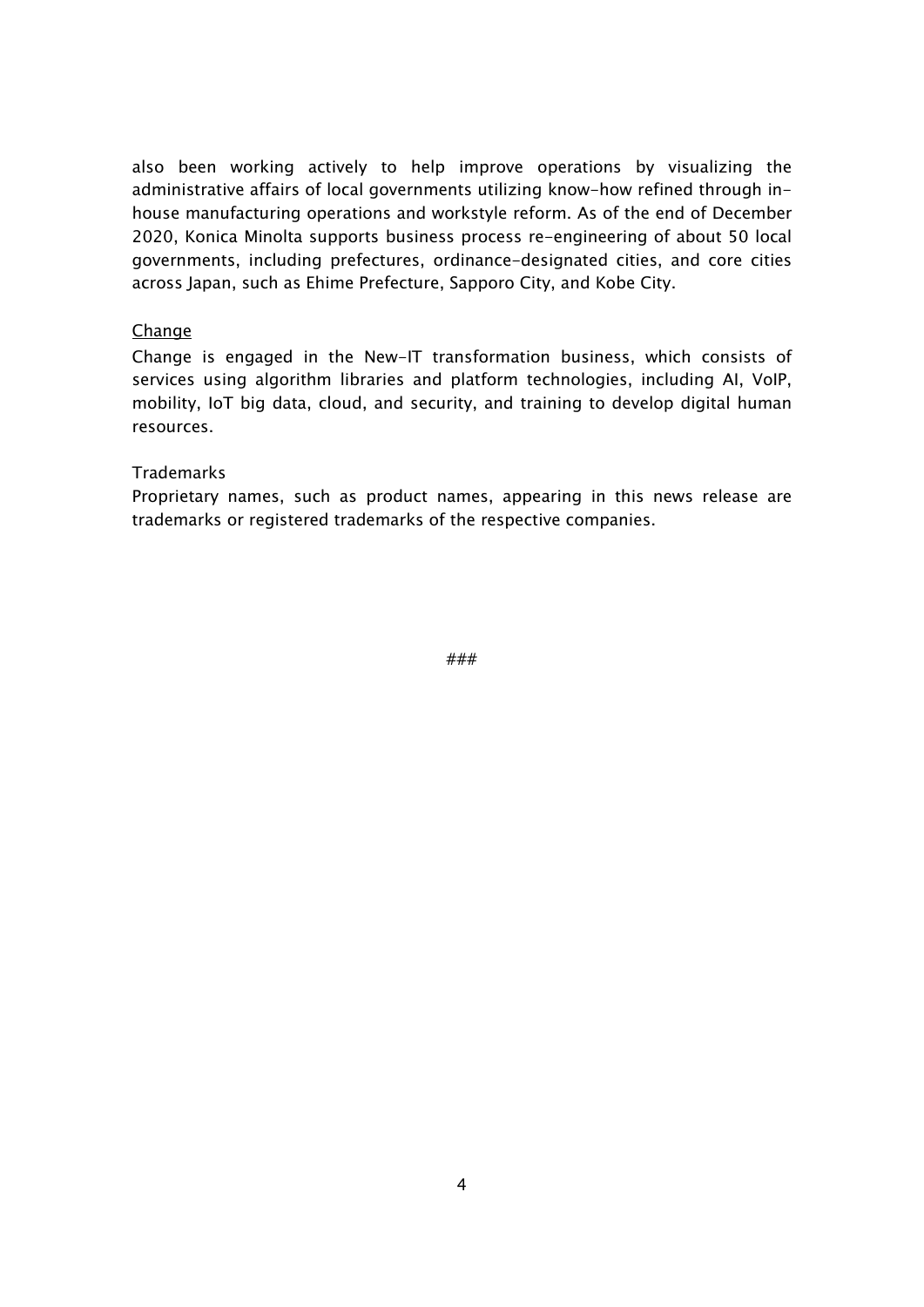also been working actively to help improve operations by visualizing the administrative affairs of local governments utilizing know-how refined through in-house manufacturing operations and workstyle reform. As of the end of December 2020, Konica Minolta supports business process re-engineering of about 50 local governments, including prefectures, ordinance-designated cities, and core cities across Japan, such as Ehime Prefecture, Sapporo City, and Kobe City.

<u>Change</u>

Change is engaged in the New-IT transformation business, which consists of services using algorithm libraries and platform technologies, including AI, VoIP, mobility, IoT big data, cloud, and security, and training to develop digital human resources.

Trademarks

Proprietary names, such as product names, appearing in this news release are trademarks or registered trademarks of the respective companies.

###